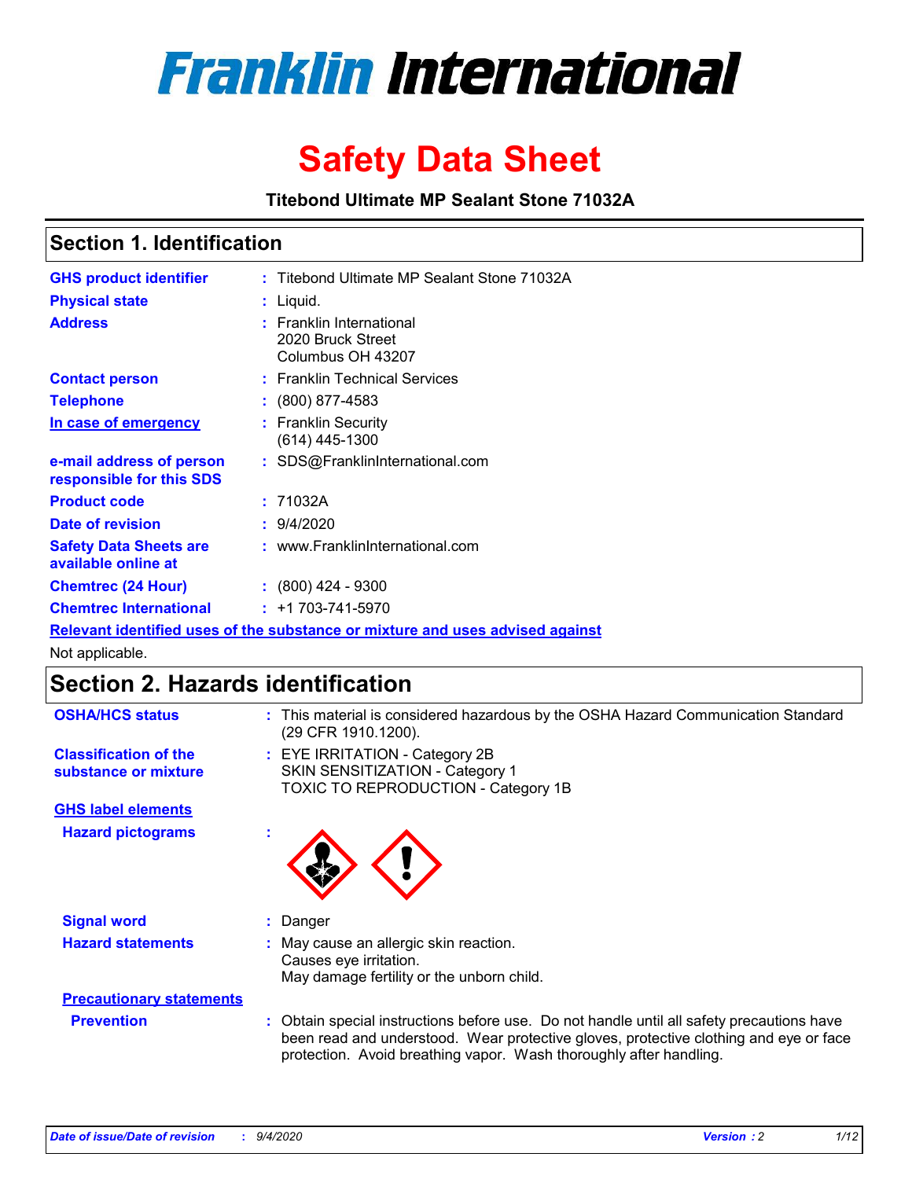# Franklin International

# Safety Data Sheet

**Titebond Ultimate MP Sealant Stone 71032A**

## Section 1. Identification

| | | |
|---|---|---|
| **GHS product identifier** | : | Titebond Ultimate MP Sealant Stone 71032A |
| **Physical state** | : | Liquid. |
| **Address** | : | Franklin International<br>2020 Bruck Street<br>Columbus OH 43207 |
| **Contact person** | : | Franklin Technical Services |
| **Telephone** | : | (800) 877-4583 |
| **In case of emergency** | : | Franklin Security<br>(614) 445-1300 |
| **e-mail address of person responsible for this SDS** | : | SDS@FranklinInternational.com |
| **Product code** | : | 71032A |
| **Date of revision** | : | 9/4/2020 |
| **Safety Data Sheets are available online at** | : | www.FranklinInternational.com |
| **Chemtrec (24 Hour)** | : | (800) 424 - 9300 |
| **Chemtrec International** | : | +1 703-741-5970 |

**Relevant identified uses of the substance or mixture and uses advised against**

Not applicable.

## Section 2. Hazards identification

| | | |
|---|---|---|
| **OSHA/HCS status** | : | This material is considered hazardous by the OSHA Hazard Communication Standard (29 CFR 1910.1200). |
| **Classification of the substance or mixture** | : | EYE IRRITATION - Category 2B<br>SKIN SENSITIZATION - Category 1<br>TOXIC TO REPRODUCTION - Category 1B |

**GHS label elements**

| | | |
|---|---|---|
| **Hazard pictograms** | : | |
| **Signal word** | : | Danger |
| **Hazard statements** | : | May cause an allergic skin reaction.<br>Causes eye irritation.<br>May damage fertility or the unborn child. |

**Precautionary statements**

| | | |
|---|---|---|
| **Prevention** | : | Obtain special instructions before use. Do not handle until all safety precautions have been read and understood. Wear protective gloves, protective clothing and eye or face protection. Avoid breathing vapor. Wash thoroughly after handling. |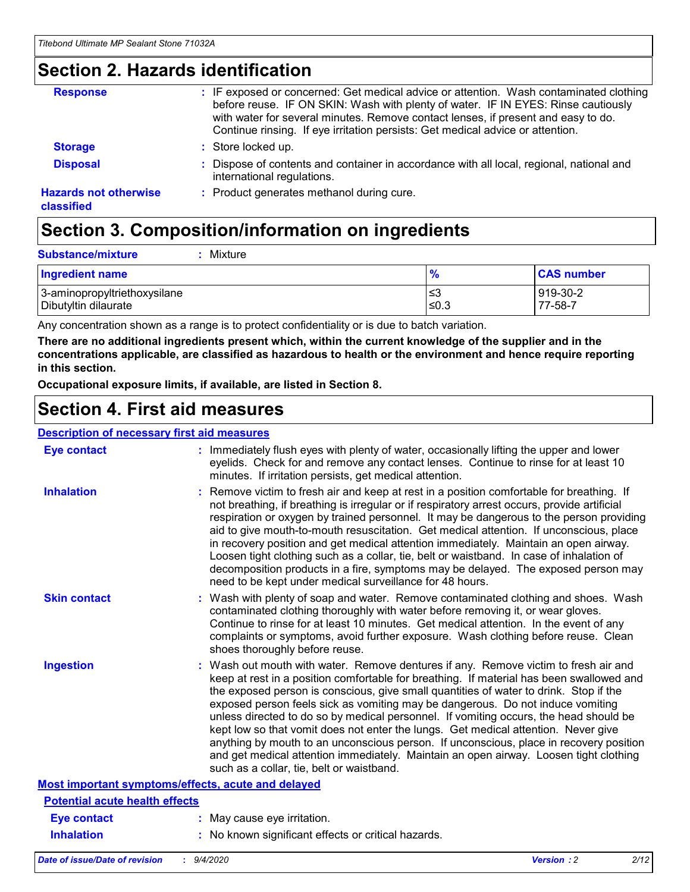## Section 2. Hazards identification

**Response** : IF exposed or concerned: Get medical advice or attention. Wash contaminated clothing before reuse. IF ON SKIN: Wash with plenty of water. IF IN EYES: Rinse cautiously with water for several minutes. Remove contact lenses, if present and easy to do. Continue rinsing. If eye irritation persists: Get medical advice or attention.

**Storage** : Store locked up.

**Disposal** : Dispose of contents and container in accordance with all local, regional, national and international regulations.

**Hazards not otherwise classified** : Product generates methanol during cure.

## Section 3. Composition/information on ingredients

**Substance/mixture** : Mixture

| Ingredient name | % | CAS number |
|---|---|---|
| 3-aminopropyltriethoxysilane | ≤3 | 919-30-2 |
| Dibutyltin dilaurate | ≤0.3 | 77-58-7 |

Any concentration shown as a range is to protect confidentiality or is due to batch variation.

**There are no additional ingredients present which, within the current knowledge of the supplier and in the concentrations applicable, are classified as hazardous to health or the environment and hence require reporting in this section.**

**Occupational exposure limits, if available, are listed in Section 8.**

## Section 4. First aid measures

### Description of necessary first aid measures

**Eye contact** : Immediately flush eyes with plenty of water, occasionally lifting the upper and lower eyelids. Check for and remove any contact lenses. Continue to rinse for at least 10 minutes. If irritation persists, get medical attention.

**Inhalation** : Remove victim to fresh air and keep at rest in a position comfortable for breathing. If not breathing, if breathing is irregular or if respiratory arrest occurs, provide artificial respiration or oxygen by trained personnel. It may be dangerous to the person providing aid to give mouth-to-mouth resuscitation. Get medical attention. If unconscious, place in recovery position and get medical attention immediately. Maintain an open airway. Loosen tight clothing such as a collar, tie, belt or waistband. In case of inhalation of decomposition products in a fire, symptoms may be delayed. The exposed person may need to be kept under medical surveillance for 48 hours.

**Skin contact** : Wash with plenty of soap and water. Remove contaminated clothing and shoes. Wash contaminated clothing thoroughly with water before removing it, or wear gloves. Continue to rinse for at least 10 minutes. Get medical attention. In the event of any complaints or symptoms, avoid further exposure. Wash clothing before reuse. Clean shoes thoroughly before reuse.

**Ingestion** : Wash out mouth with water. Remove dentures if any. Remove victim to fresh air and keep at rest in a position comfortable for breathing. If material has been swallowed and the exposed person is conscious, give small quantities of water to drink. Stop if the exposed person feels sick as vomiting may be dangerous. Do not induce vomiting unless directed to do so by medical personnel. If vomiting occurs, the head should be kept low so that vomit does not enter the lungs. Get medical attention. Never give anything by mouth to an unconscious person. If unconscious, place in recovery position and get medical attention immediately. Maintain an open airway. Loosen tight clothing such as a collar, tie, belt or waistband.

### Most important symptoms/effects, acute and delayed

#### Potential acute health effects

**Eye contact** : May cause eye irritation.

**Inhalation** : No known significant effects or critical hazards.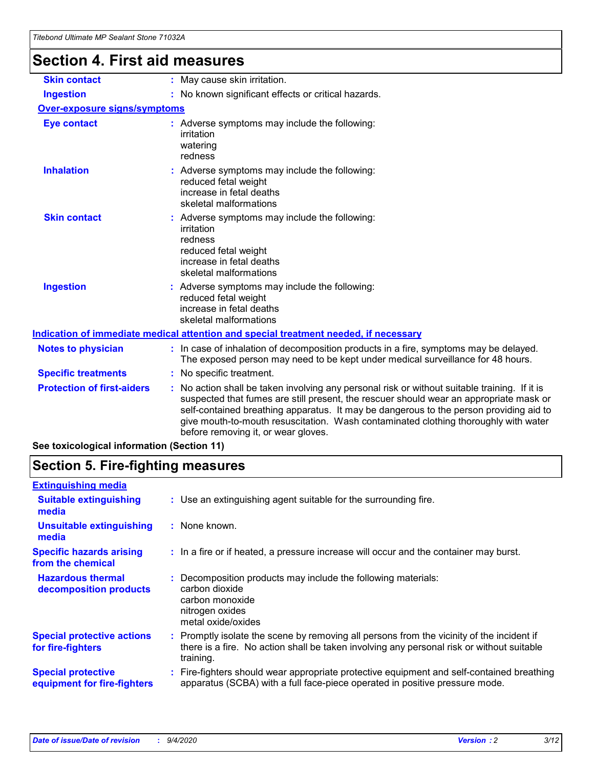# Section 4. First aid measures

| | |
|---|---|
| **Skin contact** | : May cause skin irritation. |
| **Ingestion** | : No known significant effects or critical hazards. |

**Over-exposure signs/symptoms**

| | |
|---|---|
| **Eye contact** | : Adverse symptoms may include the following:<br>irritation<br>watering<br>redness |
| **Inhalation** | : Adverse symptoms may include the following:<br>reduced fetal weight<br>increase in fetal deaths<br>skeletal malformations |
| **Skin contact** | : Adverse symptoms may include the following:<br>irritation<br>redness<br>reduced fetal weight<br>increase in fetal deaths<br>skeletal malformations |
| **Ingestion** | : Adverse symptoms may include the following:<br>reduced fetal weight<br>increase in fetal deaths<br>skeletal malformations |

**Indication of immediate medical attention and special treatment needed, if necessary**

| | |
|---|---|
| **Notes to physician** | : In case of inhalation of decomposition products in a fire, symptoms may be delayed. The exposed person may need to be kept under medical surveillance for 48 hours. |
| **Specific treatments** | : No specific treatment. |
| **Protection of first-aiders** | : No action shall be taken involving any personal risk or without suitable training. If it is suspected that fumes are still present, the rescuer should wear an appropriate mask or self-contained breathing apparatus. It may be dangerous to the person providing aid to give mouth-to-mouth resuscitation. Wash contaminated clothing thoroughly with water before removing it, or wear gloves. |

**See toxicological information (Section 11)**

# Section 5. Fire-fighting measures

**Extinguishing media**

| | |
|---|---|
| **Suitable extinguishing media** | : Use an extinguishing agent suitable for the surrounding fire. |
| **Unsuitable extinguishing media** | : None known. |
| **Specific hazards arising from the chemical** | : In a fire or if heated, a pressure increase will occur and the container may burst. |
| **Hazardous thermal decomposition products** | : Decomposition products may include the following materials:<br>carbon dioxide<br>carbon monoxide<br>nitrogen oxides<br>metal oxide/oxides |
| **Special protective actions for fire-fighters** | : Promptly isolate the scene by removing all persons from the vicinity of the incident if there is a fire. No action shall be taken involving any personal risk or without suitable training. |
| **Special protective equipment for fire-fighters** | : Fire-fighters should wear appropriate protective equipment and self-contained breathing apparatus (SCBA) with a full face-piece operated in positive pressure mode. |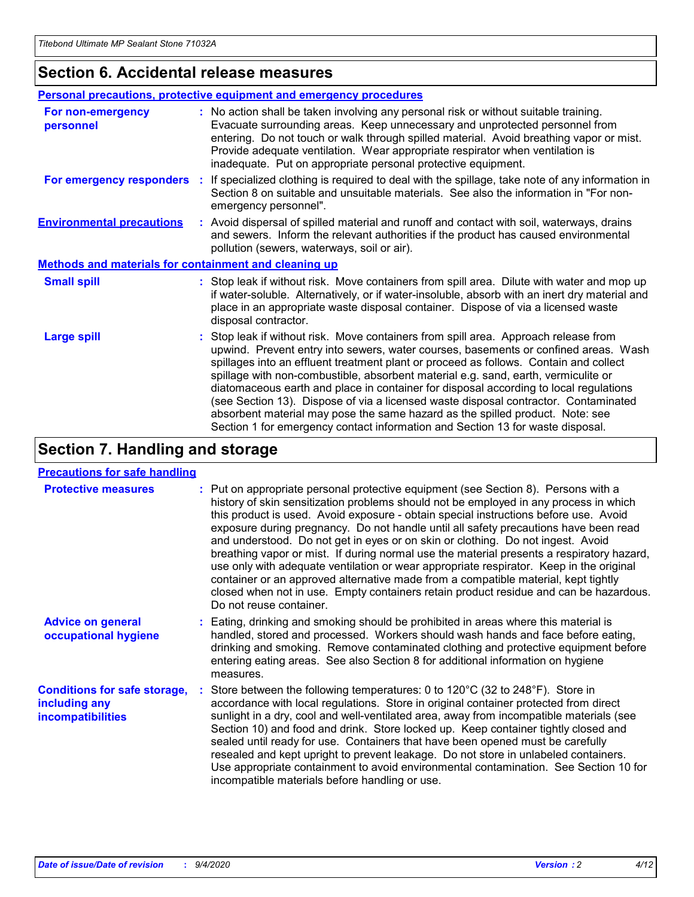## Section 6. Accidental release measures

### Personal precautions, protective equipment and emergency procedures

**For non-emergency personnel** : No action shall be taken involving any personal risk or without suitable training. Evacuate surrounding areas. Keep unnecessary and unprotected personnel from entering. Do not touch or walk through spilled material. Avoid breathing vapor or mist. Provide adequate ventilation. Wear appropriate respirator when ventilation is inadequate. Put on appropriate personal protective equipment.

**For emergency responders** : If specialized clothing is required to deal with the spillage, take note of any information in Section 8 on suitable and unsuitable materials. See also the information in "For non-emergency personnel".

**Environmental precautions** : Avoid dispersal of spilled material and runoff and contact with soil, waterways, drains and sewers. Inform the relevant authorities if the product has caused environmental pollution (sewers, waterways, soil or air).

### Methods and materials for containment and cleaning up

**Small spill** : Stop leak if without risk. Move containers from spill area. Dilute with water and mop up if water-soluble. Alternatively, or if water-insoluble, absorb with an inert dry material and place in an appropriate waste disposal container. Dispose of via a licensed waste disposal contractor.

**Large spill** : Stop leak if without risk. Move containers from spill area. Approach release from upwind. Prevent entry into sewers, water courses, basements or confined areas. Wash spillages into an effluent treatment plant or proceed as follows. Contain and collect spillage with non-combustible, absorbent material e.g. sand, earth, vermiculite or diatomaceous earth and place in container for disposal according to local regulations (see Section 13). Dispose of via a licensed waste disposal contractor. Contaminated absorbent material may pose the same hazard as the spilled product. Note: see Section 1 for emergency contact information and Section 13 for waste disposal.

## Section 7. Handling and storage

### Precautions for safe handling

**Protective measures** : Put on appropriate personal protective equipment (see Section 8). Persons with a history of skin sensitization problems should not be employed in any process in which this product is used. Avoid exposure - obtain special instructions before use. Avoid exposure during pregnancy. Do not handle until all safety precautions have been read and understood. Do not get in eyes or on skin or clothing. Do not ingest. Avoid breathing vapor or mist. If during normal use the material presents a respiratory hazard, use only with adequate ventilation or wear appropriate respirator. Keep in the original container or an approved alternative made from a compatible material, kept tightly closed when not in use. Empty containers retain product residue and can be hazardous. Do not reuse container.

**Advice on general occupational hygiene** : Eating, drinking and smoking should be prohibited in areas where this material is handled, stored and processed. Workers should wash hands and face before eating, drinking and smoking. Remove contaminated clothing and protective equipment before entering eating areas. See also Section 8 for additional information on hygiene measures.

**Conditions for safe storage, including any incompatibilities** : Store between the following temperatures: 0 to 120°C (32 to 248°F). Store in accordance with local regulations. Store in original container protected from direct sunlight in a dry, cool and well-ventilated area, away from incompatible materials (see Section 10) and food and drink. Store locked up. Keep container tightly closed and sealed until ready for use. Containers that have been opened must be carefully resealed and kept upright to prevent leakage. Do not store in unlabeled containers. Use appropriate containment to avoid environmental contamination. See Section 10 for incompatible materials before handling or use.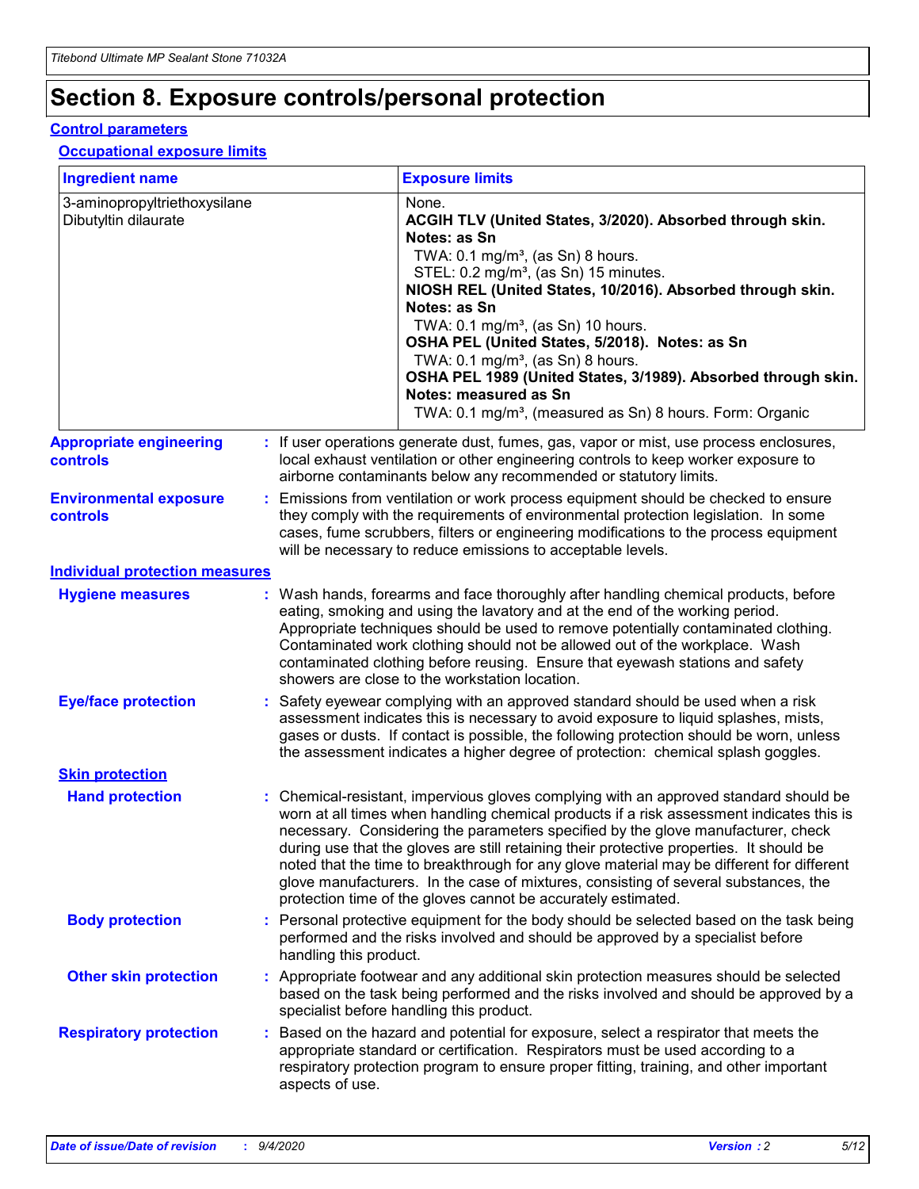# Section 8. Exposure controls/personal protection

## Control parameters

### Occupational exposure limits

| Ingredient name | Exposure limits |
|---|---|
| 3-aminopropyltriethoxysilane<br>Dibutyltin dilaurate | None.<br>**ACGIH TLV (United States, 3/2020). Absorbed through skin. Notes: as Sn**<br>TWA: 0.1 mg/m³, (as Sn) 8 hours.<br>STEL: 0.2 mg/m³, (as Sn) 15 minutes.<br>**NIOSH REL (United States, 10/2016). Absorbed through skin. Notes: as Sn**<br>TWA: 0.1 mg/m³, (as Sn) 10 hours.<br>**OSHA PEL (United States, 5/2018). Notes: as Sn**<br>TWA: 0.1 mg/m³, (as Sn) 8 hours.<br>**OSHA PEL 1989 (United States, 3/1989). Absorbed through skin. Notes: measured as Sn**<br>TWA: 0.1 mg/m³, (measured as Sn) 8 hours. Form: Organic |

**Appropriate engineering controls** : If user operations generate dust, fumes, gas, vapor or mist, use process enclosures, local exhaust ventilation or other engineering controls to keep worker exposure to airborne contaminants below any recommended or statutory limits.

**Environmental exposure controls** : Emissions from ventilation or work process equipment should be checked to ensure they comply with the requirements of environmental protection legislation. In some cases, fume scrubbers, filters or engineering modifications to the process equipment will be necessary to reduce emissions to acceptable levels.

## Individual protection measures

**Hygiene measures** : Wash hands, forearms and face thoroughly after handling chemical products, before eating, smoking and using the lavatory and at the end of the working period. Appropriate techniques should be used to remove potentially contaminated clothing. Contaminated work clothing should not be allowed out of the workplace. Wash contaminated clothing before reusing. Ensure that eyewash stations and safety showers are close to the workstation location.

**Eye/face protection** : Safety eyewear complying with an approved standard should be used when a risk assessment indicates this is necessary to avoid exposure to liquid splashes, mists, gases or dusts. If contact is possible, the following protection should be worn, unless the assessment indicates a higher degree of protection: chemical splash goggles.

### Skin protection

**Hand protection** : Chemical-resistant, impervious gloves complying with an approved standard should be worn at all times when handling chemical products if a risk assessment indicates this is necessary. Considering the parameters specified by the glove manufacturer, check during use that the gloves are still retaining their protective properties. It should be noted that the time to breakthrough for any glove material may be different for different glove manufacturers. In the case of mixtures, consisting of several substances, the protection time of the gloves cannot be accurately estimated.

**Body protection** : Personal protective equipment for the body should be selected based on the task being performed and the risks involved and should be approved by a specialist before handling this product.

**Other skin protection** : Appropriate footwear and any additional skin protection measures should be selected based on the task being performed and the risks involved and should be approved by a specialist before handling this product.

**Respiratory protection** : Based on the hazard and potential for exposure, select a respirator that meets the appropriate standard or certification. Respirators must be used according to a respiratory protection program to ensure proper fitting, training, and other important aspects of use.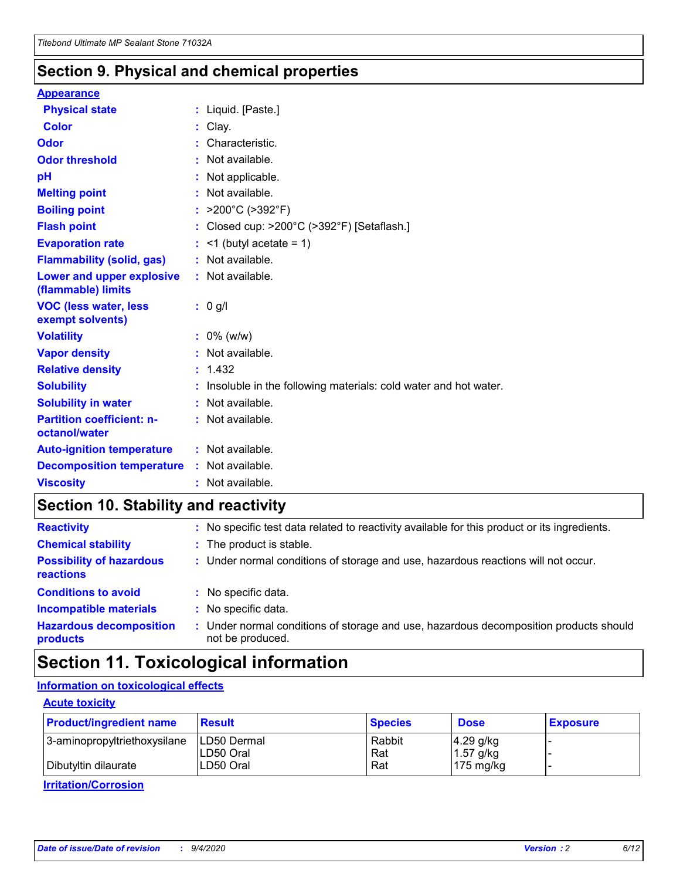## Section 9. Physical and chemical properties

**Appearance**

| | |
|---|---|
| **Physical state** | : Liquid. [Paste.] |
| **Color** | : Clay. |
| **Odor** | : Characteristic. |
| **Odor threshold** | : Not available. |
| **pH** | : Not applicable. |
| **Melting point** | : Not available. |
| **Boiling point** | : >200°C (>392°F) |
| **Flash point** | : Closed cup: >200°C (>392°F) [Setaflash.] |
| **Evaporation rate** | : <1 (butyl acetate = 1) |
| **Flammability (solid, gas)** | : Not available. |
| **Lower and upper explosive (flammable) limits** | : Not available. |
| **VOC (less water, less exempt solvents)** | : 0 g/l |
| **Volatility** | : 0% (w/w) |
| **Vapor density** | : Not available. |
| **Relative density** | : 1.432 |
| **Solubility** | : Insoluble in the following materials: cold water and hot water. |
| **Solubility in water** | : Not available. |
| **Partition coefficient: n-octanol/water** | : Not available. |
| **Auto-ignition temperature** | : Not available. |
| **Decomposition temperature** | : Not available. |
| **Viscosity** | : Not available. |

## Section 10. Stability and reactivity

| | |
|---|---|
| **Reactivity** | : No specific test data related to reactivity available for this product or its ingredients. |
| **Chemical stability** | : The product is stable. |
| **Possibility of hazardous reactions** | : Under normal conditions of storage and use, hazardous reactions will not occur. |
| **Conditions to avoid** | : No specific data. |
| **Incompatible materials** | : No specific data. |
| **Hazardous decomposition products** | : Under normal conditions of storage and use, hazardous decomposition products should not be produced. |

## Section 11. Toxicological information

**Information on toxicological effects**

**Acute toxicity**

| Product/ingredient name | Result | Species | Dose | Exposure |
|---|---|---|---|---|
| 3-aminopropyltriethoxysilane | LD50 Dermal | Rabbit | 4.29 g/kg | - |
| | LD50 Oral | Rat | 1.57 g/kg | - |
| Dibutyltin dilaurate | LD50 Oral | Rat | 175 mg/kg | - |

**Irritation/Corrosion**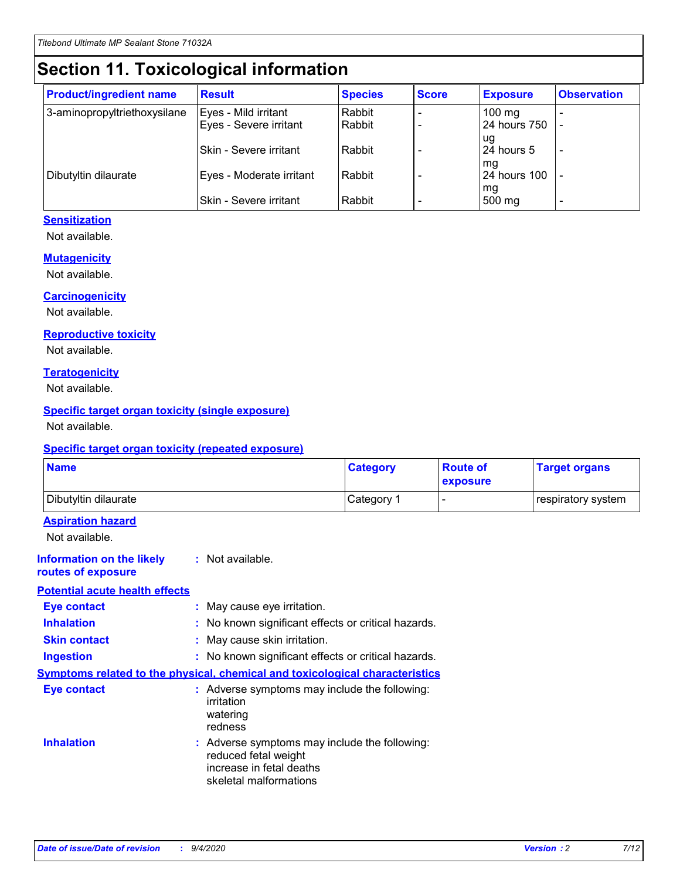# Section 11. Toxicological information

| Product/ingredient name | Result | Species | Score | Exposure | Observation |
|---|---|---|---|---|---|
| 3-aminopropyltriethoxysilane | Eyes - Mild irritant | Rabbit | - | 100 mg | - |
| | Eyes - Severe irritant | Rabbit | - | 24 hours 750 ug | - |
| | Skin - Severe irritant | Rabbit | - | 24 hours 5 mg | - |
| Dibutyltin dilaurate | Eyes - Moderate irritant | Rabbit | - | 24 hours 100 mg | - |
| | Skin - Severe irritant | Rabbit | - | 500 mg | - |

### Sensitization

Not available.

### Mutagenicity

Not available.

### Carcinogenicity

Not available.

### Reproductive toxicity

Not available.

### Teratogenicity

Not available.

### Specific target organ toxicity (single exposure)

Not available.

### Specific target organ toxicity (repeated exposure)

| Name | Category | Route of exposure | Target organs |
|---|---|---|---|
| Dibutyltin dilaurate | Category 1 | - | respiratory system |

### Aspiration hazard

Not available.

**Information on the likely routes of exposure** : Not available.

### Potential acute health effects

**Eye contact** : May cause eye irritation.

**Inhalation** : No known significant effects or critical hazards.

**Skin contact** : May cause skin irritation.

**Ingestion** : No known significant effects or critical hazards.

### Symptoms related to the physical, chemical and toxicological characteristics

**Eye contact** : Adverse symptoms may include the following:
irritation
watering
redness

**Inhalation** : Adverse symptoms may include the following:
reduced fetal weight
increase in fetal deaths
skeletal malformations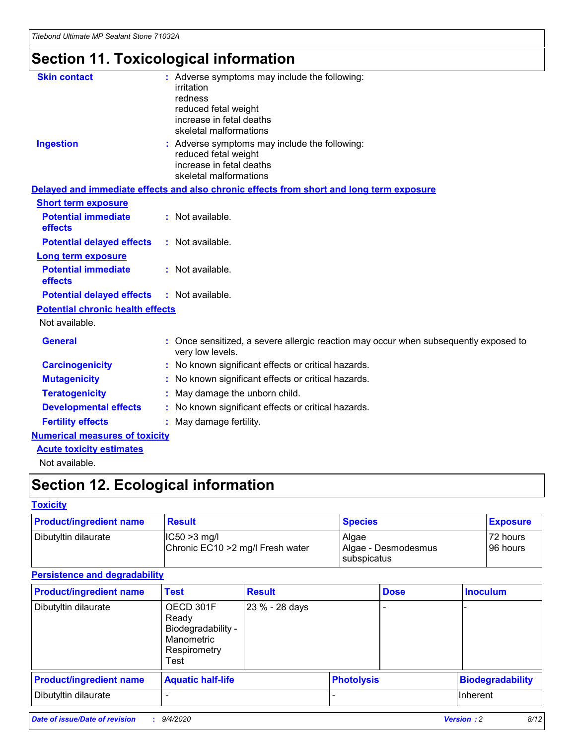# Section 11. Toxicological information

**Skin contact** : Adverse symptoms may include the following:
irritation
redness
reduced fetal weight
increase in fetal deaths
skeletal malformations

**Ingestion** : Adverse symptoms may include the following:
reduced fetal weight
increase in fetal deaths
skeletal malformations

**Delayed and immediate effects and also chronic effects from short and long term exposure**

**Short term exposure**

**Potential immediate effects** : Not available.

**Potential delayed effects** : Not available.

**Long term exposure**

**Potential immediate effects** : Not available.

**Potential delayed effects** : Not available.

**Potential chronic health effects**

Not available.

**General** : Once sensitized, a severe allergic reaction may occur when subsequently exposed to very low levels.

**Carcinogenicity** : No known significant effects or critical hazards.

**Mutagenicity** : No known significant effects or critical hazards.

**Teratogenicity** : May damage the unborn child.

**Developmental effects** : No known significant effects or critical hazards.

**Fertility effects** : May damage fertility.

**Numerical measures of toxicity**

**Acute toxicity estimates**

Not available.

# Section 12. Ecological information

**Toxicity**

| Product/ingredient name | Result | Species | Exposure |
|---|---|---|---|
| Dibutyltin dilaurate | IC50 >3 mg/l<br>Chronic EC10 >2 mg/l Fresh water | Algae<br>Algae - Desmodesmus subspicatus | 72 hours<br>96 hours |

**Persistence and degradability**

| Product/ingredient name | Test | Result | Dose | Inoculum |
|---|---|---|---|---|
| Dibutyltin dilaurate | OECD 301F Ready Biodegradability - Manometric Respirometry Test | 23 % - 28 days | - | - |

| Product/ingredient name | Aquatic half-life | Photolysis | Biodegradability |
|---|---|---|---|
| Dibutyltin dilaurate | - | - | Inherent |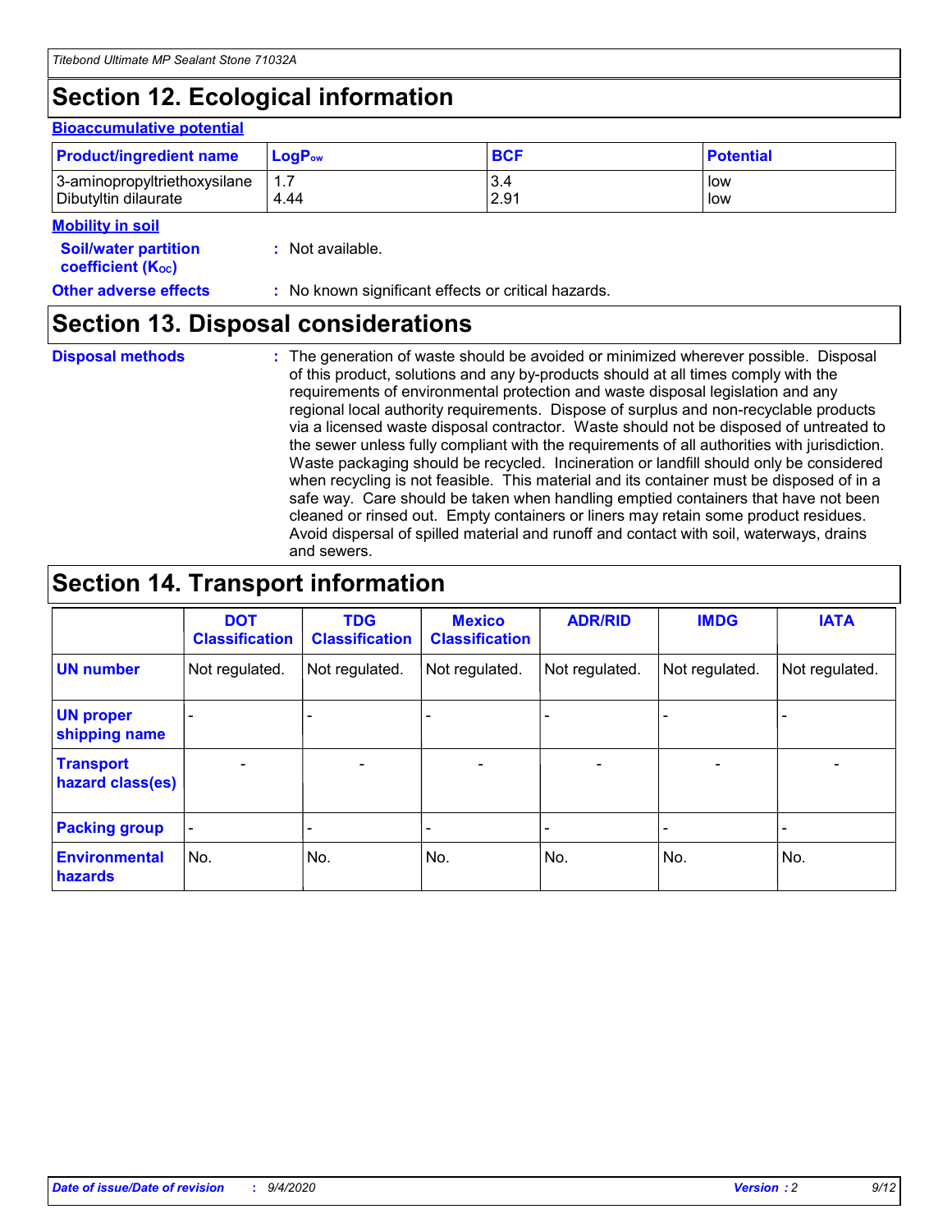# Section 12. Ecological information

### Bioaccumulative potential

| Product/ingredient name | $LogP_{ow}$ | BCF | Potential |
| --- | --- | --- | --- |
| 3-aminopropyltriethoxysilane | 1.7 | 3.4 | low |
| Dibutyltin dilaurate | 4.44 | 2.91 | low |

### Mobility in soil

**Soil/water partition coefficient ($K_{OC}$)** : Not available.

**Other adverse effects** : No known significant effects or critical hazards.

# Section 13. Disposal considerations

**Disposal methods** : The generation of waste should be avoided or minimized wherever possible. Disposal of this product, solutions and any by-products should at all times comply with the requirements of environmental protection and waste disposal legislation and any regional local authority requirements. Dispose of surplus and non-recyclable products via a licensed waste disposal contractor. Waste should not be disposed of untreated to the sewer unless fully compliant with the requirements of all authorities with jurisdiction. Waste packaging should be recycled. Incineration or landfill should only be considered when recycling is not feasible. This material and its container must be disposed of in a safe way. Care should be taken when handling emptied containers that have not been cleaned or rinsed out. Empty containers or liners may retain some product residues. Avoid dispersal of spilled material and runoff and contact with soil, waterways, drains and sewers.

# Section 14. Transport information

| | DOT Classification | TDG Classification | Mexico Classification | ADR/RID | IMDG | IATA |
| --- | --- | --- | --- | --- | --- | --- |
| UN number | Not regulated. | Not regulated. | Not regulated. | Not regulated. | Not regulated. | Not regulated. |
| UN proper shipping name | - | - | - | - | - | - |
| Transport hazard class(es) | - | - | - | - | - | - |
| Packing group | - | - | - | - | - | - |
| Environmental hazards | No. | No. | No. | No. | No. | No. |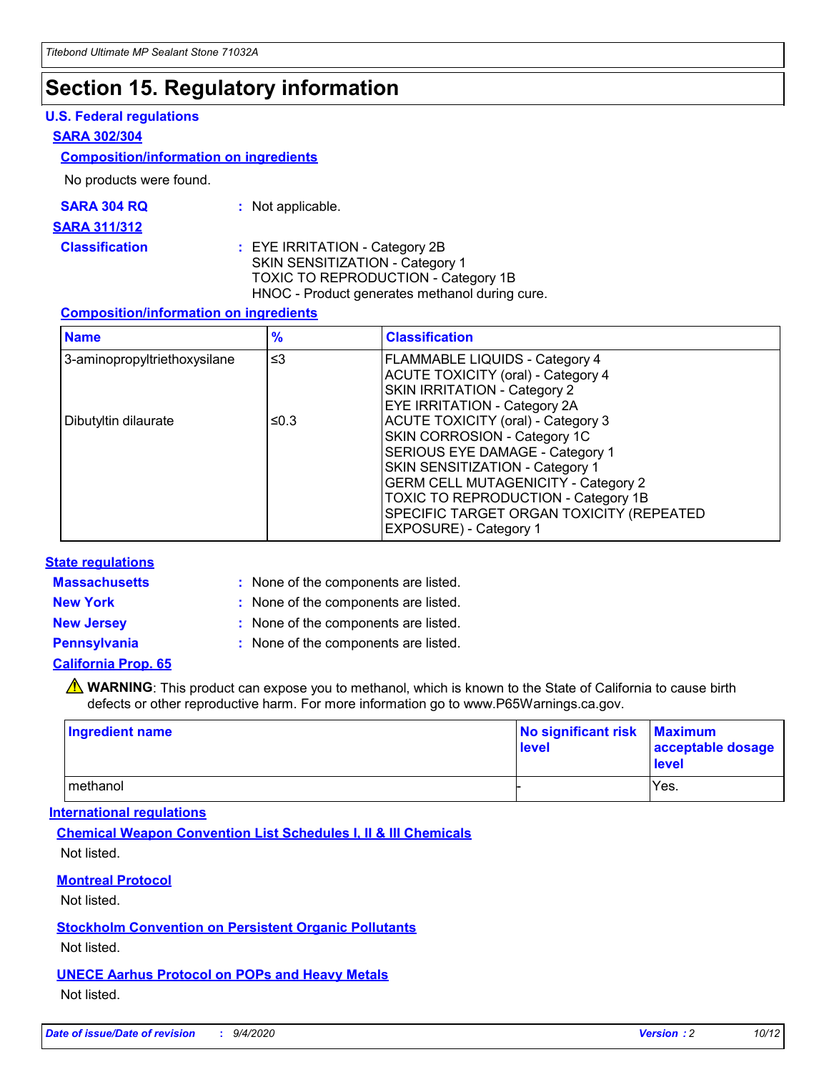# Section 15. Regulatory information

**U.S. Federal regulations**

**SARA 302/304**

**Composition/information on ingredients**

No products were found.

**SARA 304 RQ** : Not applicable.

**SARA 311/312**

**Classification** : EYE IRRITATION - Category 2B
SKIN SENSITIZATION - Category 1
TOXIC TO REPRODUCTION - Category 1B
HNOC - Product generates methanol during cure.

**Composition/information on ingredients**

| Name | % | Classification |
|---|---|---|
| 3-aminopropyltriethoxysilane | ≤3 | FLAMMABLE LIQUIDS - Category 4<br>ACUTE TOXICITY (oral) - Category 4<br>SKIN IRRITATION - Category 2<br>EYE IRRITATION - Category 2A |
| Dibutyltin dilaurate | ≤0.3 | ACUTE TOXICITY (oral) - Category 3<br>SKIN CORROSION - Category 1C<br>SERIOUS EYE DAMAGE - Category 1<br>SKIN SENSITIZATION - Category 1<br>GERM CELL MUTAGENICITY - Category 2<br>TOXIC TO REPRODUCTION - Category 1B<br>SPECIFIC TARGET ORGAN TOXICITY (REPEATED EXPOSURE) - Category 1 |

**State regulations**

**Massachusetts** : None of the components are listed.

**New York** : None of the components are listed.

**New Jersey** : None of the components are listed.

**Pennsylvania** : None of the components are listed.

**California Prop. 65**

⚠ **WARNING**: This product can expose you to methanol, which is known to the State of California to cause birth defects or other reproductive harm. For more information go to www.P65Warnings.ca.gov.

| Ingredient name | No significant risk level | Maximum acceptable dosage level |
|---|---|---|
| methanol | - | Yes. |

**International regulations**

**Chemical Weapon Convention List Schedules I, II & III Chemicals**

Not listed.

**Montreal Protocol**

Not listed.

**Stockholm Convention on Persistent Organic Pollutants**

Not listed.

**UNECE Aarhus Protocol on POPs and Heavy Metals**

Not listed.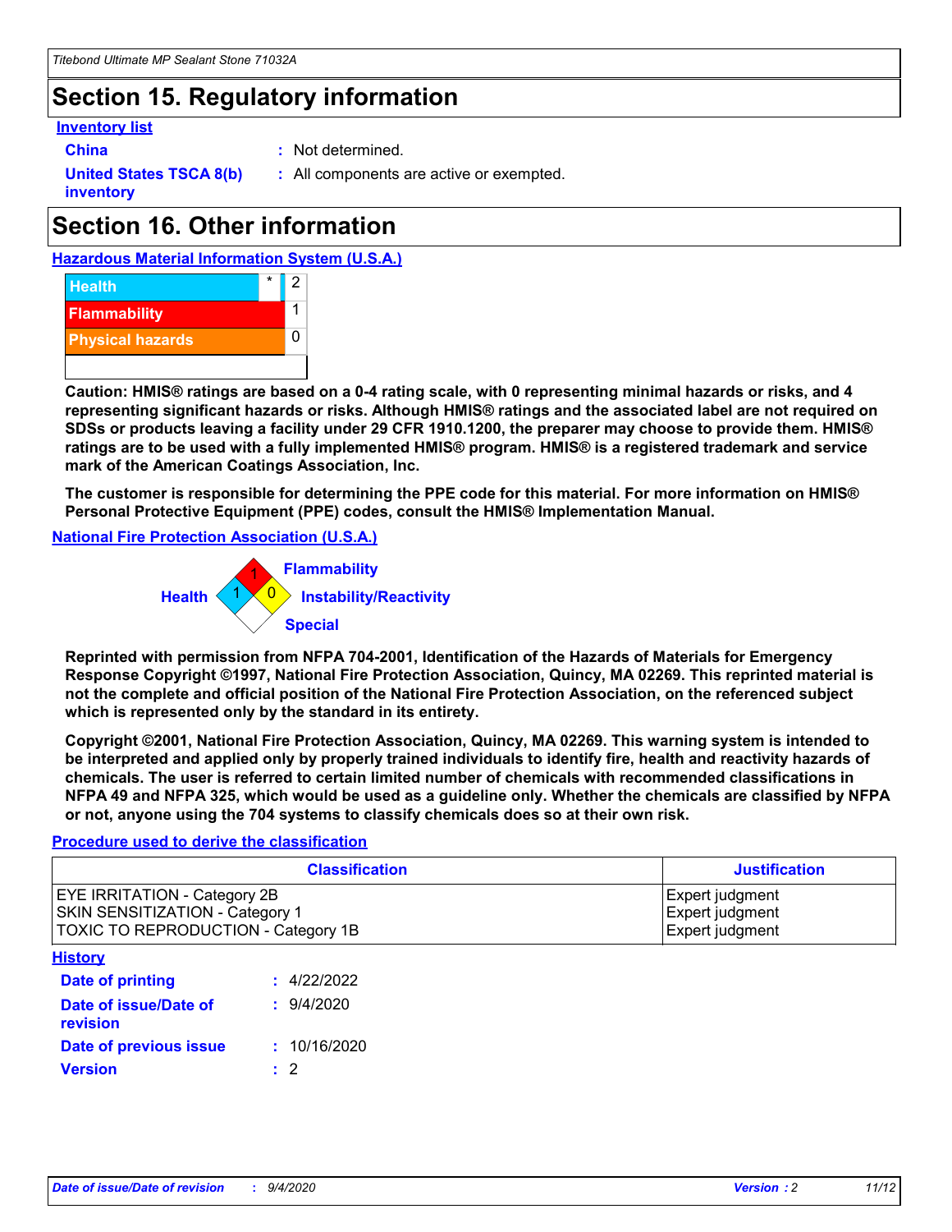# Section 15. Regulatory information

**Inventory list**

**China** : Not determined.

**United States TSCA 8(b) inventory** : All components are active or exempted.

# Section 16. Other information

**Hazardous Material Information System (U.S.A.)**

| | | |
|---|---|---|
| Health | * | 2 |
| Flammability | | 1 |
| Physical hazards | | 0 |

**Caution: HMIS® ratings are based on a 0-4 rating scale, with 0 representing minimal hazards or risks, and 4 representing significant hazards or risks. Although HMIS® ratings and the associated label are not required on SDSs or products leaving a facility under 29 CFR 1910.1200, the preparer may choose to provide them. HMIS® ratings are to be used with a fully implemented HMIS® program. HMIS® is a registered trademark and service mark of the American Coatings Association, Inc.**

**The customer is responsible for determining the PPE code for this material. For more information on HMIS® Personal Protective Equipment (PPE) codes, consult the HMIS® Implementation Manual.**

**National Fire Protection Association (U.S.A.)**

Flammability: 1
Health: 1
Instability/Reactivity: 0
Special

**Reprinted with permission from NFPA 704-2001, Identification of the Hazards of Materials for Emergency Response Copyright ©1997, National Fire Protection Association, Quincy, MA 02269. This reprinted material is not the complete and official position of the National Fire Protection Association, on the referenced subject which is represented only by the standard in its entirety.**

**Copyright ©2001, National Fire Protection Association, Quincy, MA 02269. This warning system is intended to be interpreted and applied only by properly trained individuals to identify fire, health and reactivity hazards of chemicals. The user is referred to certain limited number of chemicals with recommended classifications in NFPA 49 and NFPA 325, which would be used as a guideline only. Whether the chemicals are classified by NFPA or not, anyone using the 704 systems to classify chemicals does so at their own risk.**

**Procedure used to derive the classification**

| Classification | Justification |
|---|---|
| EYE IRRITATION - Category 2B<br>SKIN SENSITIZATION - Category 1<br>TOXIC TO REPRODUCTION - Category 1B | Expert judgment<br>Expert judgment<br>Expert judgment |

**History**

**Date of printing** : 4/22/2022

**Date of issue/Date of revision** : 9/4/2020

**Date of previous issue** : 10/16/2020

**Version** : 2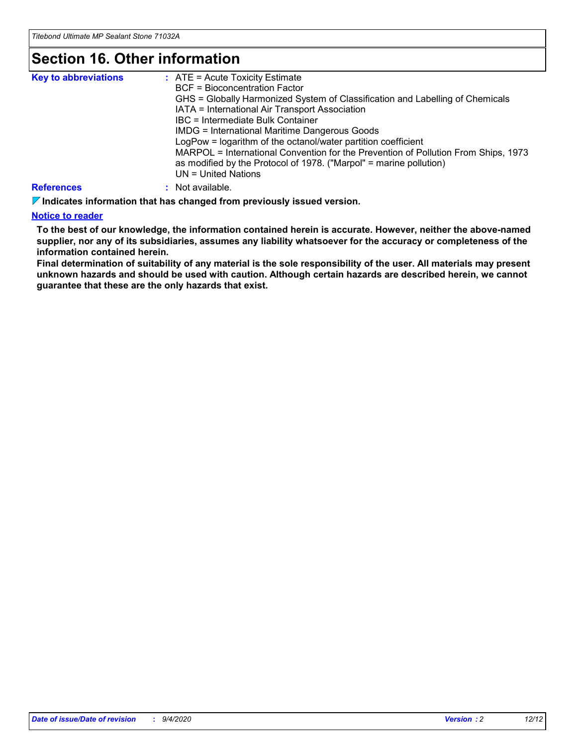# Section 16. Other information

**Key to abbreviations** : ATE = Acute Toxicity Estimate
BCF = Bioconcentration Factor
GHS = Globally Harmonized System of Classification and Labelling of Chemicals
IATA = International Air Transport Association
IBC = Intermediate Bulk Container
IMDG = International Maritime Dangerous Goods
LogPow = logarithm of the octanol/water partition coefficient
MARPOL = International Convention for the Prevention of Pollution From Ships, 1973 as modified by the Protocol of 1978. ("Marpol" = marine pollution)
UN = United Nations

**References** : Not available.

**Indicates information that has changed from previously issued version.**

**Notice to reader**

**To the best of our knowledge, the information contained herein is accurate. However, neither the above-named supplier, nor any of its subsidiaries, assumes any liability whatsoever for the accuracy or completeness of the information contained herein.**

**Final determination of suitability of any material is the sole responsibility of the user. All materials may present unknown hazards and should be used with caution. Although certain hazards are described herein, we cannot guarantee that these are the only hazards that exist.**